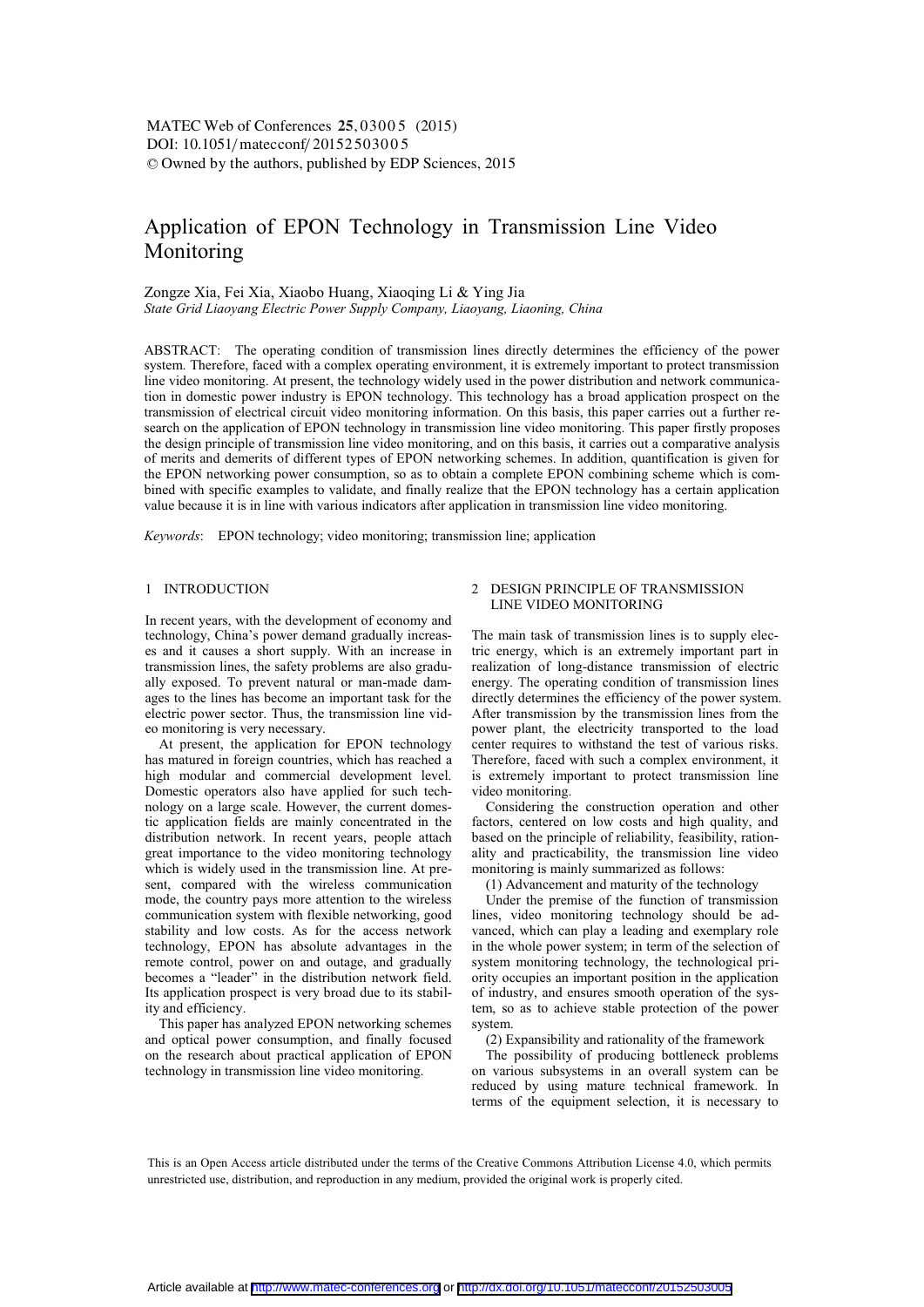# Application of EPON Technology in Transmission Line Video Monitoring

Zongze Xia, Fei Xia, Xiaobo Huang, Xiaoqing Li & Ying Jia

*State Grid Liaoyang Electric Power Supply Company, Liaoyang, Liaoning, China*

ABSTRACT: The operating condition of transmission lines directly determines the efficiency of the power system. Therefore, faced with a complex operating environment, it is extremely important to protect transmission line video monitoring. At present, the technology widely used in the power distribution and network communication in domestic power industry is EPON technology. This technology has a broad application prospect on the transmission of electrical circuit video monitoring information. On this basis, this paper carries out a further research on the application of EPON technology in transmission line video monitoring. This paper firstly proposes the design principle of transmission line video monitoring, and on this basis, it carries out a comparative analysis of merits and demerits of different types of EPON networking schemes. In addition, quantification is given for the EPON networking power consumption, so as to obtain a complete EPON combining scheme which is combined with specific examples to validate, and finally realize that the EPON technology has a certain application value because it is in line with various indicators after application in transmission line video monitoring.

*Keywords*: EPON technology; video monitoring; transmission line; application

## 1 INTRODUCTION

In recent years, with the development of economy and technology, China's power demand gradually increases and it causes a short supply. With an increase in transmission lines, the safety problems are also gradually exposed. To prevent natural or man-made damages to the lines has become an important task for the electric power sector. Thus, the transmission line video monitoring is very necessary.

At present, the application for EPON technology has matured in foreign countries, which has reached a high modular and commercial development level. Domestic operators also have applied for such technology on a large scale. However, the current domestic application fields are mainly concentrated in the distribution network. In recent years, people attach great importance to the video monitoring technology which is widely used in the transmission line. At present, compared with the wireless communication mode, the country pays more attention to the wireless communication system with flexible networking, good stability and low costs. As for the access network technology, EPON has absolute advantages in the remote control, power on and outage, and gradually becomes a "leader" in the distribution network field. Its application prospect is very broad due to its stability and efficiency.

This paper has analyzed EPON networking schemes and optical power consumption, and finally focused on the research about practical application of EPON technology in transmission line video monitoring.

## 2 DESIGN PRINCIPLE OF TRANSMISSION LINE VIDEO MONITORING

The main task of transmission lines is to supply electric energy, which is an extremely important part in realization of long-distance transmission of electric energy. The operating condition of transmission lines directly determines the efficiency of the power system. After transmission by the transmission lines from the power plant, the electricity transported to the load center requires to withstand the test of various risks. Therefore, faced with such a complex environment, it is extremely important to protect transmission line video monitoring.

Considering the construction operation and other factors, centered on low costs and high quality, and based on the principle of reliability, feasibility, rationality and practicability, the transmission line video monitoring is mainly summarized as follows:

(1) Advancement and maturity of the technology

Under the premise of the function of transmission lines, video monitoring technology should be advanced, which can play a leading and exemplary role in the whole power system; in term of the selection of system monitoring technology, the technological priority occupies an important position in the application of industry, and ensures smooth operation of the system, so as to achieve stable protection of the power system.

(2) Expansibility and rationality of the framework

The possibility of producing bottleneck problems on various subsystems in an overall system can be reduced by using mature technical framework. In terms of the equipment selection, it is necessary to

This is an Open Access article distributed under the terms of the Creative Commons Attribution License 4.0, which permits unrestricted use, distribution, and reproduction in any medium, provided the original work is properly cited.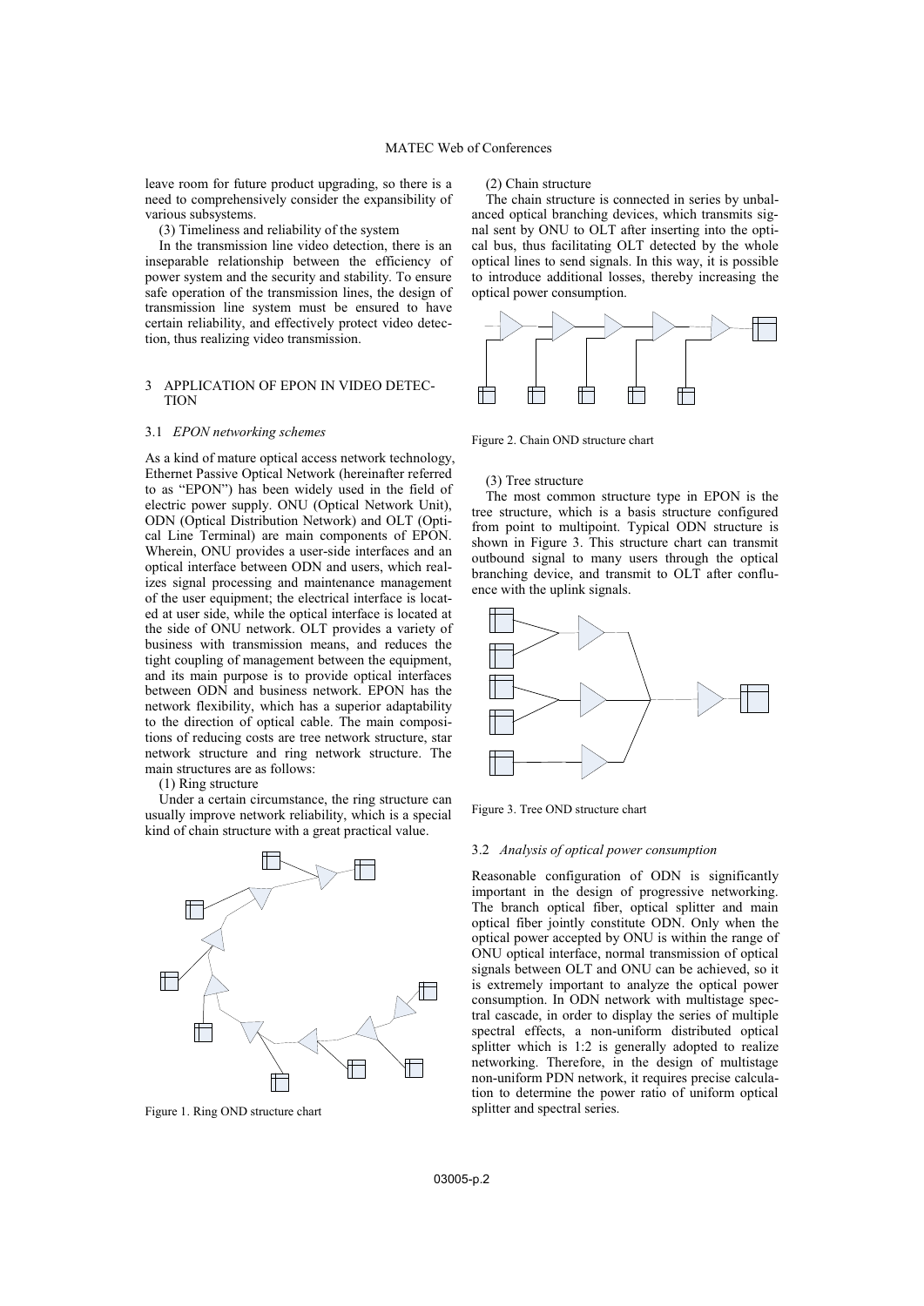leave room for future product upgrading, so there is a need to comprehensively consider the expansibility of various subsystems.

(3) Timeliness and reliability of the system

In the transmission line video detection, there is an inseparable relationship between the efficiency of power system and the security and stability. To ensure safe operation of the transmission lines, the design of transmission line system must be ensured to have certain reliability, and effectively protect video detection, thus realizing video transmission.

## 3 APPLICATION OF EPON IN VIDEO DETECTION

### 3.1 *EPON networking schemes*

As a kind of mature optical access network technology, Ethernet Passive Optical Network (hereinafter referred to as "EPON") has been widely used in the field of electric power supply. ONU (Optical Network Unit), ODN (Optical Distribution Network) and OLT (Optical Line Terminal) are main components of EPON. Wherein, ONU provides a user-side interfaces and an optical interface between ODN and users, which realizes signal processing and maintenance management of the user equipment; the electrical interface is located at user side, while the optical interface is located at the side of ONU network. OLT provides a variety of business with transmission means, and reduces the tight coupling of management between the equipment, and its main purpose is to provide optical interfaces between ODN and business network. EPON has the network flexibility, which has a superior adaptability to the direction of optical cable. The main compositions of reducing costs are tree network structure, star network structure and ring network structure. The main structures are as follows:

(1) Ring structure

Under a certain circumstance, the ring structure can usually improve network reliability, which is a special kind of chain structure with a great practical value.

Figure 1. Ring OND structure chart

(2) Chain structure

The chain structure is connected in series by unbalanced optical branching devices, which transmits signal sent by ONU to OLT after inserting into the optical bus, thus facilitating OLT detected by the whole optical lines to send signals. In this way, it is possible to introduce additional losses, thereby increasing the optical power consumption.

Figure 2. Chain OND structure chart

(3) Tree structure

The most common structure type in EPON is the tree structure, which is a basis structure configured from point to multipoint. Typical ODN structure is shown in Figure 3. This structure chart can transmit outbound signal to many users through the optical branching device, and transmit to OLT after confluence with the uplink signals.

Figure 3. Tree OND structure chart

### 3.2 *Analysis of optical power consumption*

Reasonable configuration of ODN is significantly important in the design of progressive networking. The branch optical fiber, optical splitter and main optical fiber jointly constitute ODN. Only when the optical power accepted by ONU is within the range of ONU optical interface, normal transmission of optical signals between OLT and ONU can be achieved, so it is extremely important to analyze the optical power consumption. In ODN network with multistage spectral cascade, in order to display the series of multiple spectral effects, a non-uniform distributed optical splitter which is 1:2 is generally adopted to realize networking. Therefore, in the design of multistage non-uniform PDN network, it requires precise calculation to determine the power ratio of uniform optical splitter and spectral series.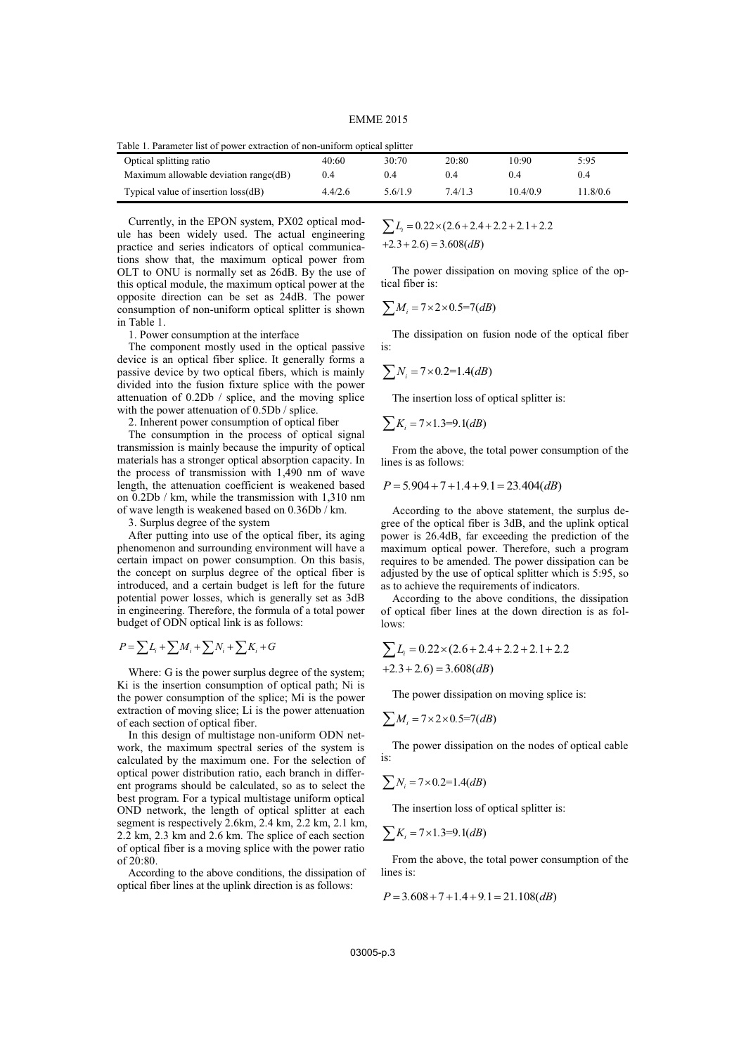Table 1. Parameter list of power extraction of non-uniform optical splitter

| Optical splitting ratio | 40:60 | 30:70 | 20:80 | 10:90 | 5:95 |
|---|---|---|---|---|---|
| Maximum allowable deviation range(dB) | 0.4 | 0.4 | 0.4 | 0.4 | 0.4 |
| Typical value of insertion loss(dB) | 4.4/2.6 | 5.6/1.9 | 7.4/1.3 | 10.4/0.9 | 11.8/0.6 |

Currently, in the EPON system, PX02 optical module has been widely used. The actual engineering practice and series indicators of optical communications show that, the maximum optical power from OLT to ONU is normally set as 26dB. By the use of this optical module, the maximum optical power at the opposite direction can be set as 24dB. The power consumption of non-uniform optical splitter is shown in Table 1.

1. Power consumption at the interface

The component mostly used in the optical passive device is an optical fiber splice. It generally forms a passive device by two optical fibers, which is mainly divided into the fusion fixture splice with the power attenuation of 0.2Db / splice, and the moving splice with the power attenuation of 0.5Db / splice.

2. Inherent power consumption of optical fiber

The consumption in the process of optical signal transmission is mainly because the impurity of optical materials has a stronger optical absorption capacity. In the process of transmission with 1,490 nm of wave length, the attenuation coefficient is weakened based on 0.2Db / km, while the transmission with 1,310 nm of wave length is weakened based on 0.36Db / km.

3. Surplus degree of the system

After putting into use of the optical fiber, its aging phenomenon and surrounding environment will have a certain impact on power consumption. On this basis, the concept on surplus degree of the optical fiber is introduced, and a certain budget is left for the future potential power losses, which is generally set as 3dB in engineering. Therefore, the formula of a total power budget of ODN optical link is as follows:

$$P = \sum L_i + \sum M_i + \sum N_i + \sum K_i + G$$

Where: G is the power surplus degree of the system; Ki is the insertion consumption of optical path; Ni is the power consumption of the splice; Mi is the power extraction of moving slice; Li is the power attenuation of each section of optical fiber.

In this design of multistage non-uniform ODN network, the maximum spectral series of the system is calculated by the maximum one. For the selection of optical power distribution ratio, each branch in different programs should be calculated, so as to select the best program. For a typical multistage uniform optical OND network, the length of optical splitter at each segment is respectively 2.6km, 2.4 km, 2.2 km, 2.1 km, 2.2 km, 2.3 km and 2.6 km. The splice of each section of optical fiber is a moving splice with the power ratio of 20:80.

According to the above conditions, the dissipation of optical fiber lines at the uplink direction is as follows:

$$\sum L_i = 0.22 \times (2.6 + 2.4 + 2.2 + 2.1 + 2.2 + 2.3 + 2.6) = 3.608(dB)$$

The power dissipation on moving splice of the optical fiber is:

$$\sum M_i = 7 \times 2 \times 0.5 = 7(dB)$$

The dissipation on fusion node of the optical fiber is:

$$\sum N_i = 7 \times 0.2 = 1.4(dB)$$

The insertion loss of optical splitter is:

$$\sum K_i = 7 \times 1.3 = 9.1(dB)$$

From the above, the total power consumption of the lines is as follows:

$$P = 5.904 + 7 + 1.4 + 9.1 = 23.404(dB)$$

According to the above statement, the surplus degree of the optical fiber is 3dB, and the uplink optical power is 26.4dB, far exceeding the prediction of the maximum optical power. Therefore, such a program requires to be amended. The power dissipation can be adjusted by the use of optical splitter which is 5:95, so as to achieve the requirements of indicators.

According to the above conditions, the dissipation of optical fiber lines at the down direction is as follows:

$$\sum L_i = 0.22 \times (2.6 + 2.4 + 2.2 + 2.1 + 2.2 + 2.3 + 2.6) = 3.608(dB)$$

The power dissipation on moving splice is:

$$\sum M_i = 7 \times 2 \times 0.5 = 7(dB)$$

The power dissipation on the nodes of optical cable is:

$$\sum N_i = 7 \times 0.2 = 1.4(dB)$$

The insertion loss of optical splitter is:

$$\sum K_i = 7 \times 1.3 = 9.1(dB)$$

From the above, the total power consumption of the lines is:

$$P = 3.608 + 7 + 1.4 + 9.1 = 21.108(dB)$$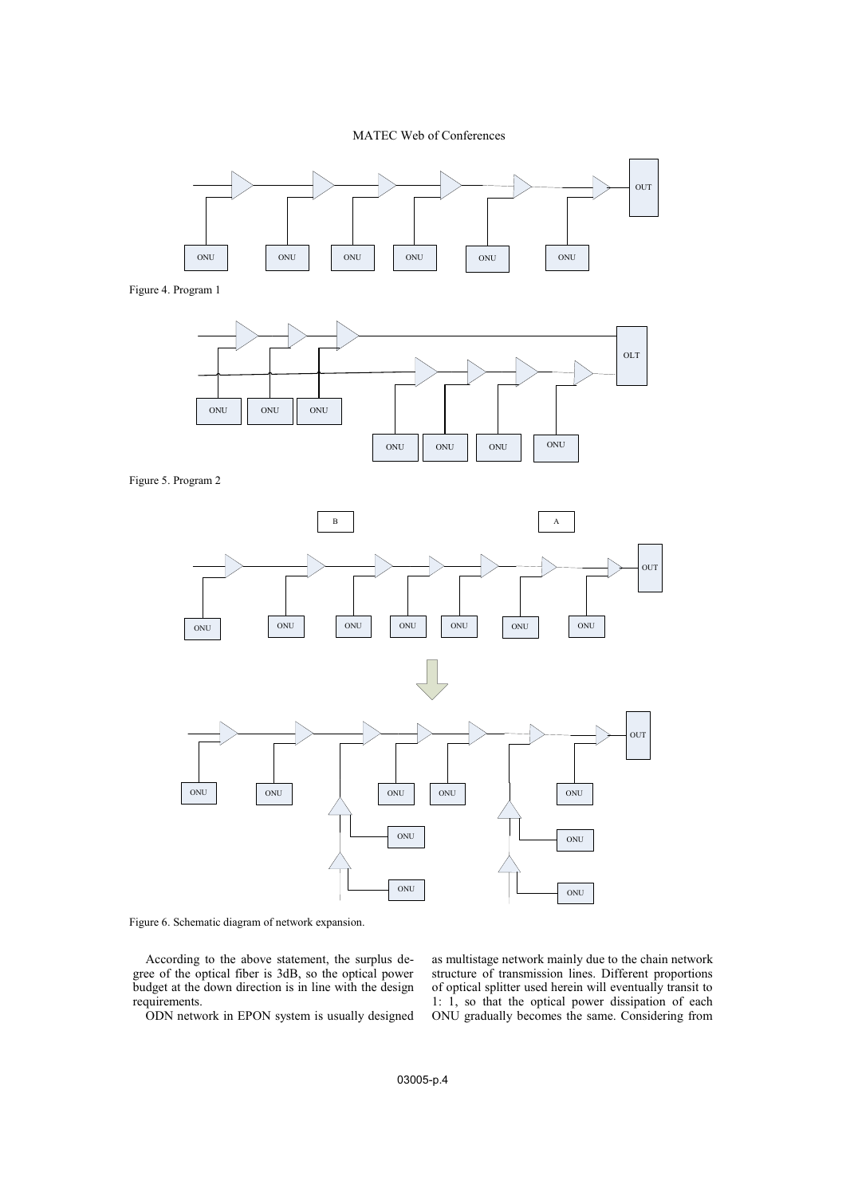Figure 4. Program 1

Figure 5. Program 2

Figure 6. Schematic diagram of network expansion.

According to the above statement, the surplus degree of the optical fiber is 3dB, so the optical power budget at the down direction is in line with the design requirements.

ODN network in EPON system is usually designed as multistage network mainly due to the chain network structure of transmission lines. Different proportions of optical splitter used herein will eventually transit to 1: 1, so that the optical power dissipation of each ONU gradually becomes the same. Considering from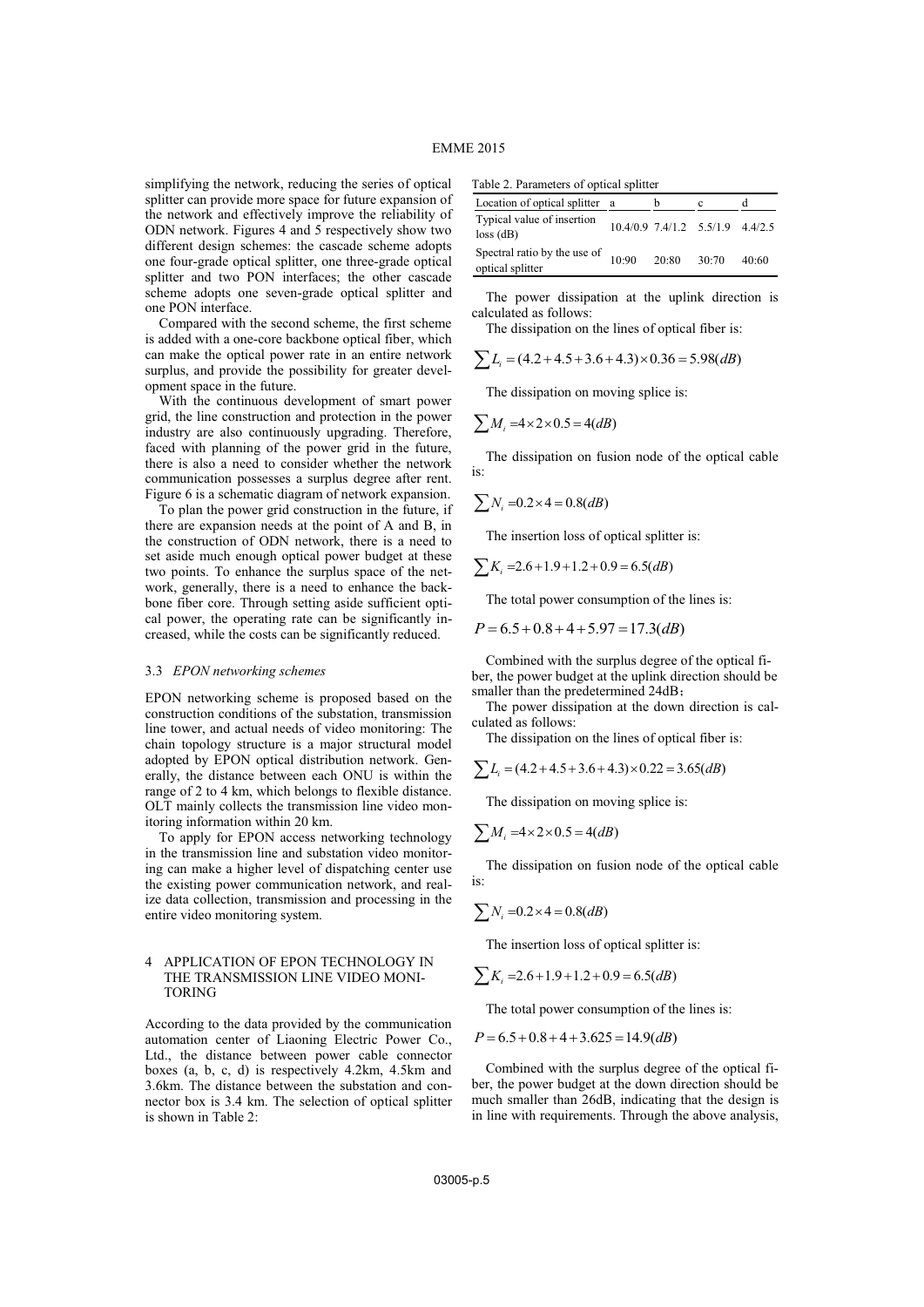simplifying the network, reducing the series of optical splitter can provide more space for future expansion of the network and effectively improve the reliability of ODN network. Figures 4 and 5 respectively show two different design schemes: the cascade scheme adopts one four-grade optical splitter, one three-grade optical splitter and two PON interfaces; the other cascade scheme adopts one seven-grade optical splitter and one PON interface.

Compared with the second scheme, the first scheme is added with a one-core backbone optical fiber, which can make the optical power rate in an entire network surplus, and provide the possibility for greater development space in the future.

With the continuous development of smart power grid, the line construction and protection in the power industry are also continuously upgrading. Therefore, faced with planning of the power grid in the future, there is also a need to consider whether the network communication possesses a surplus degree after rent. Figure 6 is a schematic diagram of network expansion.

To plan the power grid construction in the future, if there are expansion needs at the point of A and B, in the construction of ODN network, there is a need to set aside much enough optical power budget at these two points. To enhance the surplus space of the network, generally, there is a need to enhance the backbone fiber core. Through setting aside sufficient optical power, the operating rate can be significantly increased, while the costs can be significantly reduced.

### 3.3 *EPON networking schemes*

EPON networking scheme is proposed based on the construction conditions of the substation, transmission line tower, and actual needs of video monitoring: The chain topology structure is a major structural model adopted by EPON optical distribution network. Generally, the distance between each ONU is within the range of 2 to 4 km, which belongs to flexible distance. OLT mainly collects the transmission line video monitoring information within 20 km.

To apply for EPON access networking technology in the transmission line and substation video monitoring can make a higher level of dispatching center use the existing power communication network, and realize data collection, transmission and processing in the entire video monitoring system.

## 4 APPLICATION OF EPON TECHNOLOGY IN THE TRANSMISSION LINE VIDEO MONITORING

According to the data provided by the communication automation center of Liaoning Electric Power Co., Ltd., the distance between power cable connector boxes (a, b, c, d) is respectively 4.2km, 4.5km and 3.6km. The distance between the substation and connector box is 3.4 km. The selection of optical splitter is shown in Table 2:

Table 2. Parameters of optical splitter

| Location of optical splitter | a | b | c | d |
|---|---|---|---|---|
| Typical value of insertion loss (dB) | 10.4/0.9 | 7.4/1.2 | 5.5/1.9 | 4.4/2.5 |
| Spectral ratio by the use of optical splitter | 10:90 | 20:80 | 30:70 | 40:60 |

The power dissipation at the uplink direction is calculated as follows:

The dissipation on the lines of optical fiber is:

$$\sum L_i = (4.2+4.5+3.6+4.3)\times 0.36 = 5.98(dB)$$

The dissipation on moving splice is:

$$\sum M_i = 4\times 2\times 0.5 = 4(dB)$$

The dissipation on fusion node of the optical cable is:

$$\sum N_i = 0.2\times 4 = 0.8(dB)$$

The insertion loss of optical splitter is:

$$\sum K_i = 2.6+1.9+1.2+0.9 = 6.5(dB)$$

The total power consumption of the lines is:

$$P = 6.5+0.8+4+5.97 = 17.3(dB)$$

Combined with the surplus degree of the optical fiber, the power budget at the uplink direction should be smaller than the predetermined 24dB；

The power dissipation at the down direction is calculated as follows:

The dissipation on the lines of optical fiber is:

$$\sum L_i = (4.2+4.5+3.6+4.3)\times 0.22 = 3.65(dB)$$

The dissipation on moving splice is:

$$\sum M_i = 4\times 2\times 0.5 = 4(dB)$$

The dissipation on fusion node of the optical cable is:

$$\sum N_i = 0.2\times 4 = 0.8(dB)$$

The insertion loss of optical splitter is:

$$\sum K_i = 2.6+1.9+1.2+0.9 = 6.5(dB)$$

The total power consumption of the lines is:

$$P = 6.5+0.8+4+3.625 = 14.9(dB)$$

Combined with the surplus degree of the optical fiber, the power budget at the down direction should be much smaller than 26dB, indicating that the design is in line with requirements. Through the above analysis,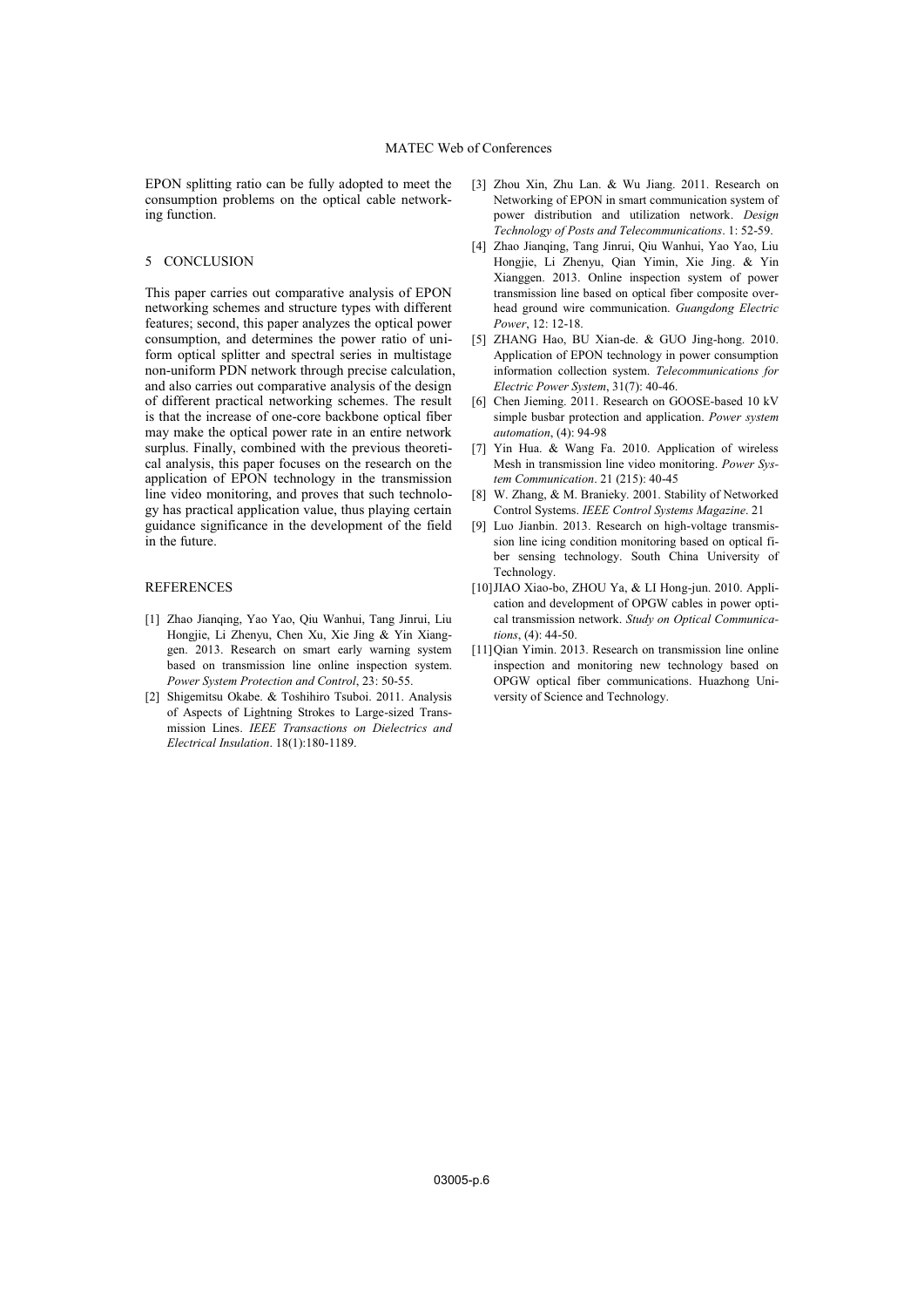EPON splitting ratio can be fully adopted to meet the consumption problems on the optical cable networking function.

## 5 CONCLUSION

This paper carries out comparative analysis of EPON networking schemes and structure types with different features; second, this paper analyzes the optical power consumption, and determines the power ratio of uniform optical splitter and spectral series in multistage non-uniform PDN network through precise calculation, and also carries out comparative analysis of the design of different practical networking schemes. The result is that the increase of one-core backbone optical fiber may make the optical power rate in an entire network surplus. Finally, combined with the previous theoretical analysis, this paper focuses on the research on the application of EPON technology in the transmission line video monitoring, and proves that such technology has practical application value, thus playing certain guidance significance in the development of the field in the future.

## REFERENCES

[1] Zhao Jianqing, Yao Yao, Qiu Wanhui, Tang Jinrui, Liu Hongjie, Li Zhenyu, Chen Xu, Xie Jing & Yin Xianggen. 2013. Research on smart early warning system based on transmission line online inspection system. *Power System Protection and Control*, 23: 50-55.

[2] Shigemitsu Okabe. & Toshihiro Tsuboi. 2011. Analysis of Aspects of Lightning Strokes to Large-sized Transmission Lines. *IEEE Transactions on Dielectrics and Electrical Insulation*. 18(1):180-1189.

[3] Zhou Xin, Zhu Lan. & Wu Jiang. 2011. Research on Networking of EPON in smart communication system of power distribution and utilization network. *Design Technology of Posts and Telecommunications*. 1: 52-59.

[4] Zhao Jianqing, Tang Jinrui, Qiu Wanhui, Yao Yao, Liu Hongjie, Li Zhenyu, Qian Yimin, Xie Jing. & Yin Xianggen. 2013. Online inspection system of power transmission line based on optical fiber composite overhead ground wire communication. *Guangdong Electric Power*, 12: 12-18.

[5] ZHANG Hao, BU Xian-de. & GUO Jing-hong. 2010. Application of EPON technology in power consumption information collection system. *Telecommunications for Electric Power System*, 31(7): 40-46.

[6] Chen Jieming. 2011. Research on GOOSE-based 10 kV simple busbar protection and application. *Power system automation*, (4): 94-98

[7] Yin Hua. & Wang Fa. 2010. Application of wireless Mesh in transmission line video monitoring. *Power System Communication*. 21 (215): 40-45

[8] W. Zhang, & M. Branieky. 2001. Stability of Networked Control Systems. *IEEE Control Systems Magazine*. 21

[9] Luo Jianbin. 2013. Research on high-voltage transmission line icing condition monitoring based on optical fiber sensing technology. South China University of Technology.

[10] JIAO Xiao-bo, ZHOU Ya, & LI Hong-jun. 2010. Application and development of OPGW cables in power optical transmission network. *Study on Optical Communications*, (4): 44-50.

[11] Qian Yimin. 2013. Research on transmission line online inspection and monitoring new technology based on OPGW optical fiber communications. Huazhong University of Science and Technology.